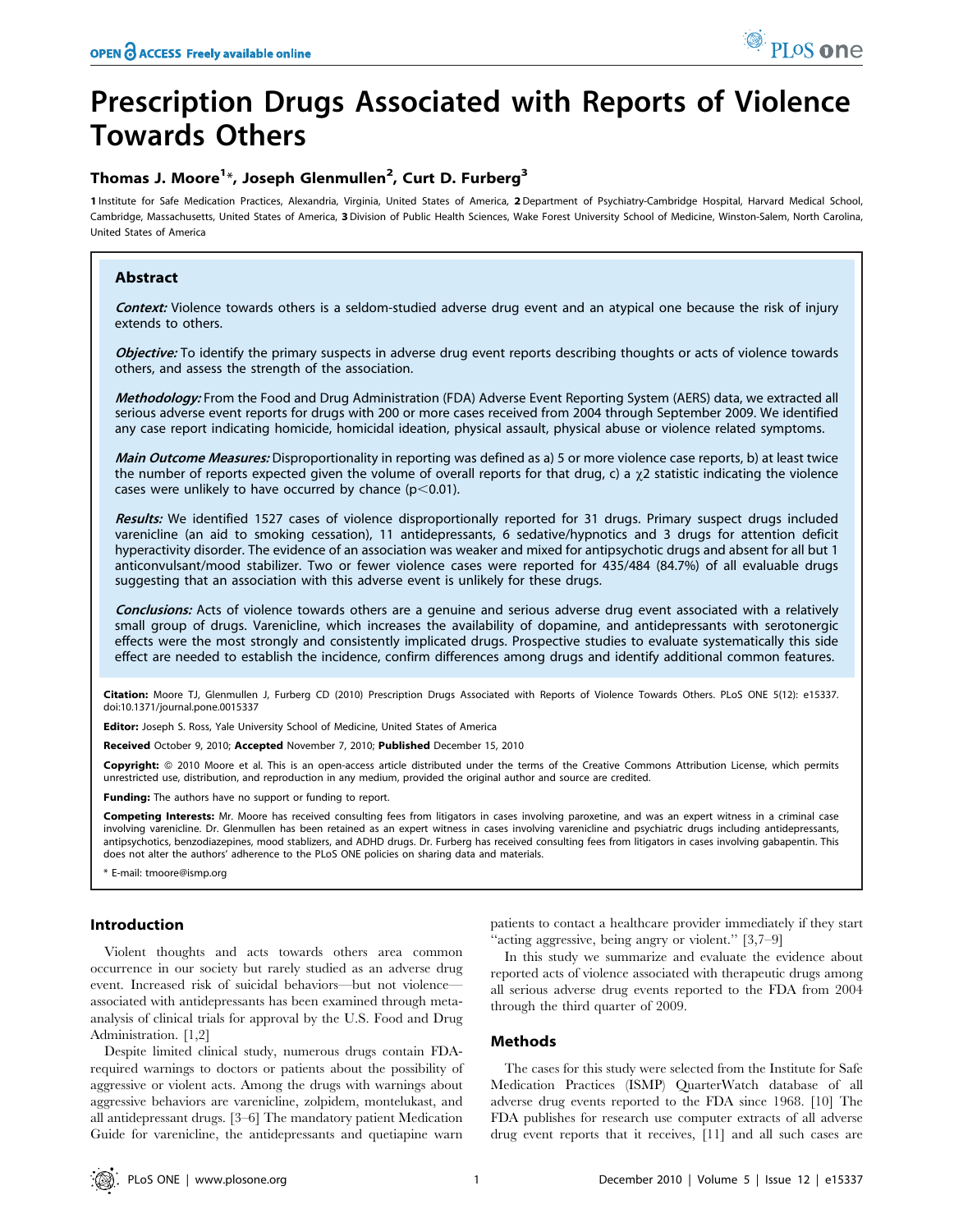# Prescription Drugs Associated with Reports of Violence Towards Others

**Thomas J. Moore[1]*, Joseph Glenmullen[2], Curt D. Furberg[3]**

**1** Institute for Safe Medication Practices, Alexandria, Virginia, United States of America, **2** Department of Psychiatry-Cambridge Hospital, Harvard Medical School, Cambridge, Massachusetts, United States of America, **3** Division of Public Health Sciences, Wake Forest University School of Medicine, Winston-Salem, North Carolina, United States of America

## Abstract

***Context:*** Violence towards others is a seldom-studied adverse drug event and an atypical one because the risk of injury extends to others.

***Objective:*** To identify the primary suspects in adverse drug event reports describing thoughts or acts of violence towards others, and assess the strength of the association.

***Methodology:*** From the Food and Drug Administration (FDA) Adverse Event Reporting System (AERS) data, we extracted all serious adverse event reports for drugs with 200 or more cases received from 2004 through September 2009. We identified any case report indicating homicide, homicidal ideation, physical assault, physical abuse or violence related symptoms.

***Main Outcome Measures:*** Disproportionality in reporting was defined as a) 5 or more violence case reports, b) at least twice the number of reports expected given the volume of overall reports for that drug, c) a $\chi 2$ statistic indicating the violence cases were unlikely to have occurred by chance ($p<0.01$).

***Results:*** We identified 1527 cases of violence disproportionally reported for 31 drugs. Primary suspect drugs included varenicline (an aid to smoking cessation), 11 antidepressants, 6 sedative/hypnotics and 3 drugs for attention deficit hyperactivity disorder. The evidence of an association was weaker and mixed for antipsychotic drugs and absent for all but 1 anticonvulsant/mood stabilizer. Two or fewer violence cases were reported for 435/484 (84.7%) of all evaluable drugs suggesting that an association with this adverse event is unlikely for these drugs.

***Conclusions:*** Acts of violence towards others are a genuine and serious adverse drug event associated with a relatively small group of drugs. Varenicline, which increases the availability of dopamine, and antidepressants with serotonergic effects were the most strongly and consistently implicated drugs. Prospective studies to evaluate systematically this side effect are needed to establish the incidence, confirm differences among drugs and identify additional common features.

**Citation:** Moore TJ, Glenmullen J, Furberg CD (2010) Prescription Drugs Associated with Reports of Violence Towards Others. PLoS ONE 5(12): e15337. doi:10.1371/journal.pone.0015337

**Editor:** Joseph S. Ross, Yale University School of Medicine, United States of America

**Received** October 9, 2010; **Accepted** November 7, 2010; **Published** December 15, 2010

**Copyright:** © 2010 Moore et al. This is an open-access article distributed under the terms of the Creative Commons Attribution License, which permits unrestricted use, distribution, and reproduction in any medium, provided the original author and source are credited.

**Funding:** The authors have no support or funding to report.

**Competing Interests:** Mr. Moore has received consulting fees from litigators in cases involving paroxetine, and was an expert witness in a criminal case involving varenicline. Dr. Glenmullen has been retained as an expert witness in cases involving varenicline and psychiatric drugs including antidepressants, antipsychotics, benzodiazepines, mood stablizers, and ADHD drugs. Dr. Furberg has received consulting fees from litigators in cases involving gabapentin. This does not alter the authors' adherence to the PLoS ONE policies on sharing data and materials.

\* E-mail: tmoore@ismp.org

## Introduction

Violent thoughts and acts towards others area common occurrence in our society but rarely studied as an adverse drug event. Increased risk of suicidal behaviors—but not violence—associated with antidepressants has been examined through meta-analysis of clinical trials for approval by the U.S. Food and Drug Administration. [1,2]

Despite limited clinical study, numerous drugs contain FDA-required warnings to doctors or patients about the possibility of aggressive or violent acts. Among the drugs with warnings about aggressive behaviors are varenicline, zolpidem, montelukast, and all antidepressant drugs. [3–6] The mandatory patient Medication Guide for varenicline, the antidepressants and quetiapine warn patients to contact a healthcare provider immediately if they start "acting aggressive, being angry or violent." [3,7–9]

In this study we summarize and evaluate the evidence about reported acts of violence associated with therapeutic drugs among all serious adverse drug events reported to the FDA from 2004 through the third quarter of 2009.

## Methods

The cases for this study were selected from the Institute for Safe Medication Practices (ISMP) QuarterWatch database of all adverse drug events reported to the FDA since 1968. [10] The FDA publishes for research use computer extracts of all adverse drug event reports that it receives, [11] and all such cases are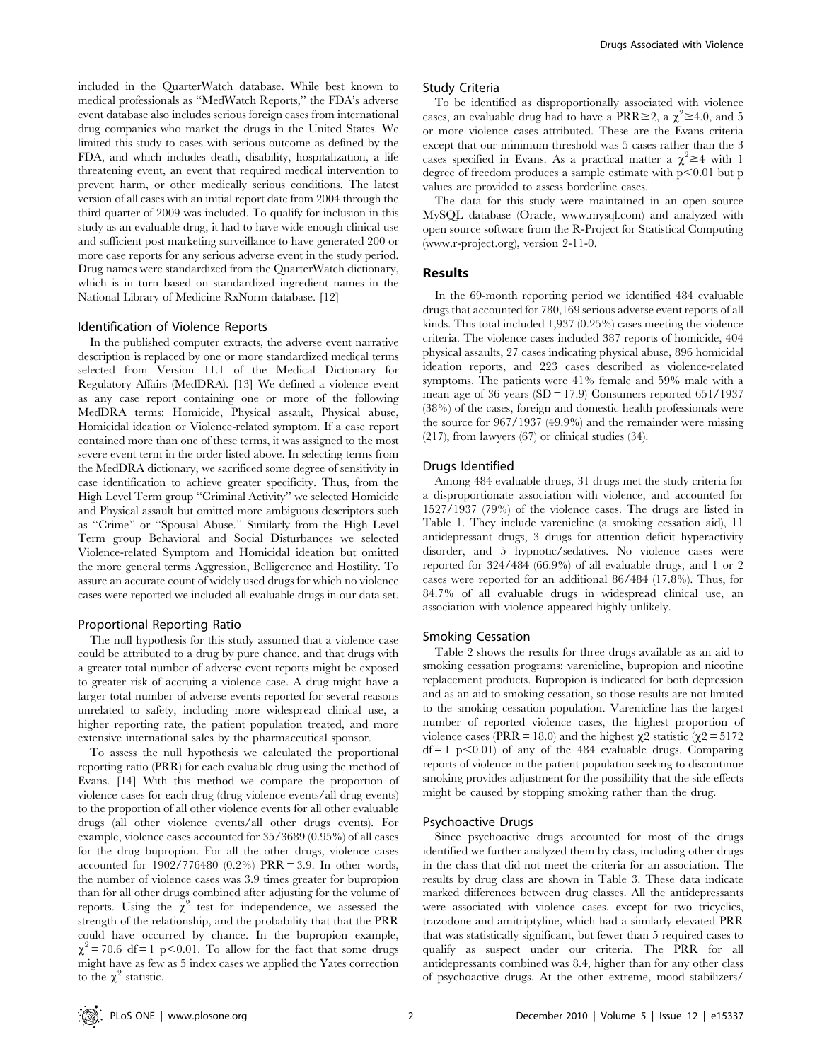included in the QuarterWatch database. While best known to medical professionals as "MedWatch Reports," the FDA's adverse event database also includes serious foreign cases from international drug companies who market the drugs in the United States. We limited this study to cases with serious outcome as defined by the FDA, and which includes death, disability, hospitalization, a life threatening event, an event that required medical intervention to prevent harm, or other medically serious conditions. The latest version of all cases with an initial report date from 2004 through the third quarter of 2009 was included. To qualify for inclusion in this study as an evaluable drug, it had to have wide enough clinical use and sufficient post marketing surveillance to have generated 200 or more case reports for any serious adverse event in the study period. Drug names were standardized from the QuarterWatch dictionary, which is in turn based on standardized ingredient names in the National Library of Medicine RxNorm database. [12]

### Identification of Violence Reports

In the published computer extracts, the adverse event narrative description is replaced by one or more standardized medical terms selected from Version 11.1 of the Medical Dictionary for Regulatory Affairs (MedDRA). [13] We defined a violence event as any case report containing one or more of the following MedDRA terms: Homicide, Physical assault, Physical abuse, Homicidal ideation or Violence-related symptom. If a case report contained more than one of these terms, it was assigned to the most severe event term in the order listed above. In selecting terms from the MedDRA dictionary, we sacrificed some degree of sensitivity in case identification to achieve greater specificity. Thus, from the High Level Term group "Criminal Activity" we selected Homicide and Physical assault but omitted more ambiguous descriptors such as "Crime" or "Spousal Abuse." Similarly from the High Level Term group Behavioral and Social Disturbances we selected Violence-related Symptom and Homicidal ideation but omitted the more general terms Aggression, Belligerence and Hostility. To assure an accurate count of widely used drugs for which no violence cases were reported we included all evaluable drugs in our data set.

### Proportional Reporting Ratio

The null hypothesis for this study assumed that a violence case could be attributed to a drug by pure chance, and that drugs with a greater total number of adverse event reports might be exposed to greater risk of accruing a violence case. A drug might have a larger total number of adverse events reported for several reasons unrelated to safety, including more widespread clinical use, a higher reporting rate, the patient population treated, and more extensive international sales by the pharmaceutical sponsor.

To assess the null hypothesis we calculated the proportional reporting ratio (PRR) for each evaluable drug using the method of Evans. [14] With this method we compare the proportion of violence cases for each drug (drug violence events/all drug events) to the proportion of all other violence events for all other evaluable drugs (all other violence events/all other drugs events). For example, violence cases accounted for 35/3689 (0.95%) of all cases for the drug bupropion. For all the other drugs, violence cases accounted for 1902/776480 (0.2%) PRR = 3.9. In other words, the number of violence cases was 3.9 times greater for bupropion than for all other drugs combined after adjusting for the volume of reports. Using the $\chi^2$ test for independence, we assessed the strength of the relationship, and the probability that that the PRR could have occurred by chance. In the bupropion example, $\chi^2 = 70.6$ df = 1 $p<0.01$. To allow for the fact that some drugs might have as few as 5 index cases we applied the Yates correction to the $\chi^2$ statistic.

### Study Criteria

To be identified as disproportionally associated with violence cases, an evaluable drug had to have a PRR$\geq$2, a $\chi^2 \geq 4.0$, and 5 or more violence cases attributed. These are the Evans criteria except that our minimum threshold was 5 cases rather than the 3 cases specified in Evans. As a practical matter a $\chi^2 \geq 4$ with 1 degree of freedom produces a sample estimate with $p<0.01$ but p values are provided to assess borderline cases.

The data for this study were maintained in an open source MySQL database (Oracle, www.mysql.com) and analyzed with open source software from the R-Project for Statistical Computing (www.r-project.org), version 2-11-0.

## Results

In the 69-month reporting period we identified 484 evaluable drugs that accounted for 780,169 serious adverse event reports of all kinds. This total included 1,937 (0.25%) cases meeting the violence criteria. The violence cases included 387 reports of homicide, 404 physical assaults, 27 cases indicating physical abuse, 896 homicidal ideation reports, and 223 cases described as violence-related symptoms. The patients were 41% female and 59% male with a mean age of 36 years (SD = 17.9) Consumers reported 651/1937 (38%) of the cases, foreign and domestic health professionals were the source for 967/1937 (49.9%) and the remainder were missing (217), from lawyers (67) or clinical studies (34).

### Drugs Identified

Among 484 evaluable drugs, 31 drugs met the study criteria for a disproportionate association with violence, and accounted for 1527/1937 (79%) of the violence cases. The drugs are listed in Table 1. They include varenicline (a smoking cessation aid), 11 antidepressant drugs, 3 drugs for attention deficit hyperactivity disorder, and 5 hypnotic/sedatives. No violence cases were reported for 324/484 (66.9%) of all evaluable drugs, and 1 or 2 cases were reported for an additional 86/484 (17.8%). Thus, for 84.7% of all evaluable drugs in widespread clinical use, an association with violence appeared highly unlikely.

### Smoking Cessation

Table 2 shows the results for three drugs available as an aid to smoking cessation programs: varenicline, bupropion and nicotine replacement products. Bupropion is indicated for both depression and as an aid to smoking cessation, so those results are not limited to the smoking cessation population. Varenicline has the largest number of reported violence cases, the highest proportion of violence cases (PRR = 18.0) and the highest $\chi^2$ statistic ($\chi^2 = 5172$ df = 1 $p<0.01$) of any of the 484 evaluable drugs. Comparing reports of violence in the patient population seeking to discontinue smoking provides adjustment for the possibility that the side effects might be caused by stopping smoking rather than the drug.

### Psychoactive Drugs

Since psychoactive drugs accounted for most of the drugs identified we further analyzed them by class, including other drugs in the class that did not meet the criteria for an association. The results by drug class are shown in Table 3. These data indicate marked differences between drug classes. All the antidepressants were associated with violence cases, except for two tricyclics, trazodone and amitriptyline, which had a similarly elevated PRR that was statistically significant, but fewer than 5 required cases to qualify as suspect under our criteria. The PRR for all antidepressants combined was 8.4, higher than for any other class of psychoactive drugs. At the other extreme, mood stabilizers/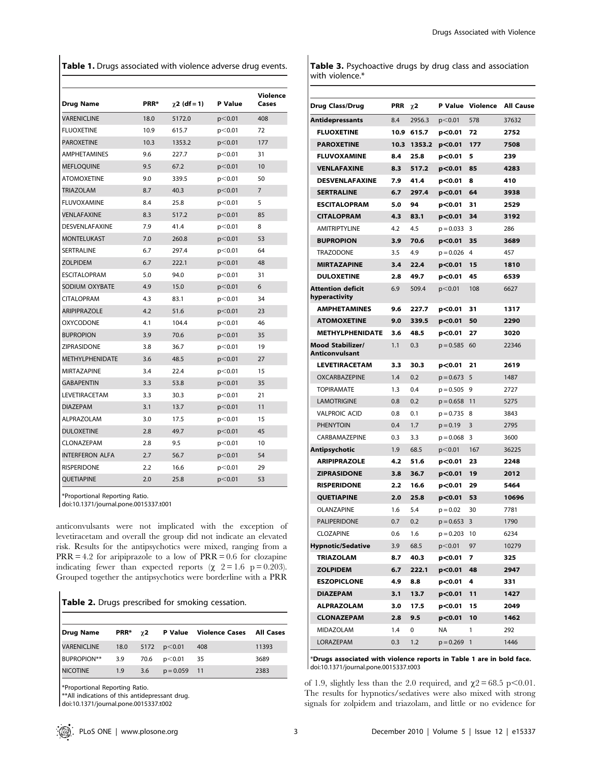**Table 1.** Drugs associated with violence adverse drug events.

| Drug Name | PRR* | $\chi 2$ (df = 1) | P Value | Violence Cases |
|---|---|---|---|---|
| VARENICLINE | 18.0 | 5172.0 | p<0.01 | 408 |
| FLUOXETINE | 10.9 | 615.7 | p<0.01 | 72 |
| PAROXETINE | 10.3 | 1353.2 | p<0.01 | 177 |
| AMPHETAMINES | 9.6 | 227.7 | p<0.01 | 31 |
| MEFLOQUINE | 9.5 | 67.2 | p<0.01 | 10 |
| ATOMOXETINE | 9.0 | 339.5 | p<0.01 | 50 |
| TRIAZOLAM | 8.7 | 40.3 | p<0.01 | 7 |
| FLUVOXAMINE | 8.4 | 25.8 | p<0.01 | 5 |
| VENLAFAXINE | 8.3 | 517.2 | p<0.01 | 85 |
| DESVENLAFAXINE | 7.9 | 41.4 | p<0.01 | 8 |
| MONTELUKAST | 7.0 | 260.8 | p<0.01 | 53 |
| SERTRALINE | 6.7 | 297.4 | p<0.01 | 64 |
| ZOLPIDEM | 6.7 | 222.1 | p<0.01 | 48 |
| ESCITALOPRAM | 5.0 | 94.0 | p<0.01 | 31 |
| SODIUM OXYBATE | 4.9 | 15.0 | p<0.01 | 6 |
| CITALOPRAM | 4.3 | 83.1 | p<0.01 | 34 |
| ARIPIPRAZOLE | 4.2 | 51.6 | p<0.01 | 23 |
| OXYCODONE | 4.1 | 104.4 | p<0.01 | 46 |
| BUPROPION | 3.9 | 70.6 | p<0.01 | 35 |
| ZIPRASIDONE | 3.8 | 36.7 | p<0.01 | 19 |
| METHYLPHENIDATE | 3.6 | 48.5 | p<0.01 | 27 |
| MIRTAZAPINE | 3.4 | 22.4 | p<0.01 | 15 |
| GABAPENTIN | 3.3 | 53.8 | p<0.01 | 35 |
| LEVETIRACETAM | 3.3 | 30.3 | p<0.01 | 21 |
| DIAZEPAM | 3.1 | 13.7 | p<0.01 | 11 |
| ALPRAZOLAM | 3.0 | 17.5 | p<0.01 | 15 |
| DULOXETINE | 2.8 | 49.7 | p<0.01 | 45 |
| CLONAZEPAM | 2.8 | 9.5 | p<0.01 | 10 |
| INTERFERON ALFA | 2.7 | 56.7 | p<0.01 | 54 |
| RISPERIDONE | 2.2 | 16.6 | p<0.01 | 29 |
| QUETIAPINE | 2.0 | 25.8 | p<0.01 | 53 |

*Proportional Reporting Ratio.
doi:10.1371/journal.pone.0015337.t001

anticonvulsants were not implicated with the exception of levetiracetam and overall the group did not indicate an elevated risk. Results for the antipsychotics were mixed, ranging from a PRR = 4.2 for aripiprazole to a low of PRR = 0.6 for clozapine indicating fewer than expected reports ($\chi$ 2 = 1.6 p = 0.203). Grouped together the antipsychotics were borderline with a PRR of 1.9, slightly less than the 2.0 required, and $\chi 2 = 68.5$ $p<0.01$. The results for hypnotics/sedatives were also mixed with strong signals for zolpidem and triazolam, and little or no evidence for

**Table 2.** Drugs prescribed for smoking cessation.

| Drug Name | PRR* | $\chi 2$ | P Value | Violence Cases | All Cases |
|---|---|---|---|---|---|
| VARENICLINE | 18.0 | 5172 | p<0.01 | 408 | 11393 |
| BUPROPION** | 3.9 | 70.6 | p<0.01 | 35 | 3689 |
| NICOTINE | 1.9 | 3.6 | p = 0.059 | 11 | 2383 |

*Proportional Reporting Ratio.
**All indications of this antidepressant drug.
doi:10.1371/journal.pone.0015337.t002

**Table 3.** Psychoactive drugs by drug class and association with violence.*

| Drug Class/Drug | PRR | $\chi 2$ | P Value | Violence | All Cause |
|---|---|---|---|---|---|
| **Antidepressants** | 8.4 | 2956.3 | p<0.01 | 578 | 37632 |
| **FLUOXETINE** | **10.9** | **615.7** | **p<0.01** | **72** | **2752** |
| **PAROXETINE** | **10.3** | **1353.2** | **p<0.01** | **177** | **7508** |
| **FLUVOXAMINE** | **8.4** | **25.8** | **p<0.01** | **5** | **239** |
| **VENLAFAXINE** | **8.3** | **517.2** | **p<0.01** | **85** | **4283** |
| **DESVENLAFAXINE** | **7.9** | **41.4** | **p<0.01** | **8** | **410** |
| **SERTRALINE** | **6.7** | **297.4** | **p<0.01** | **64** | **3938** |
| **ESCITALOPRAM** | **5.0** | **94** | **p<0.01** | **31** | **2529** |
| **CITALOPRAM** | **4.3** | **83.1** | **p<0.01** | **34** | **3192** |
| AMITRIPTYLINE | 4.2 | 4.5 | p = 0.033 | 3 | 286 |
| **BUPROPION** | **3.9** | **70.6** | **p<0.01** | **35** | **3689** |
| TRAZODONE | 3.5 | 4.9 | p = 0.026 | 4 | 457 |
| **MIRTAZAPINE** | **3.4** | **22.4** | **p<0.01** | **15** | **1810** |
| **DULOXETINE** | **2.8** | **49.7** | **p<0.01** | **45** | **6539** |
| **Attention deficit hyperactivity** | 6.9 | 509.4 | p<0.01 | 108 | 6627 |
| **AMPHETAMINES** | **9.6** | **227.7** | **p<0.01** | **31** | **1317** |
| **ATOMOXETINE** | **9.0** | **339.5** | **p<0.01** | **50** | **2290** |
| **METHYLPHENIDATE** | **3.6** | **48.5** | **p<0.01** | **27** | **3020** |
| **Mood Stabilizer/ Anticonvulsant** | 1.1 | 0.3 | p = 0.585 | 60 | 22346 |
| **LEVETIRACETAM** | **3.3** | **30.3** | **p<0.01** | **21** | **2619** |
| OXCARBAZEPINE | 1.4 | 0.2 | p = 0.673 | 5 | 1487 |
| TOPIRAMATE | 1.3 | 0.4 | p = 0.505 | 9 | 2727 |
| LAMOTRIGINE | 0.8 | 0.2 | p = 0.658 | 11 | 5275 |
| VALPROIC ACID | 0.8 | 0.1 | p = 0.735 | 8 | 3843 |
| PHENYTOIN | 0.4 | 1.7 | p = 0.19 | 3 | 2795 |
| CARBAMAZEPINE | 0.3 | 3.3 | p = 0.068 | 3 | 3600 |
| **Antipsychotic** | 1.9 | 68.5 | p<0.01 | 167 | 36225 |
| **ARIPIPRAZOLE** | **4.2** | **51.6** | **p<0.01** | **23** | **2248** |
| **ZIPRASIDONE** | **3.8** | **36.7** | **p<0.01** | **19** | **2012** |
| **RISPERIDONE** | **2.2** | **16.6** | **p<0.01** | **29** | **5464** |
| **QUETIAPINE** | **2.0** | **25.8** | **p<0.01** | **53** | **10696** |
| OLANZAPINE | 1.6 | 5.4 | p = 0.02 | 30 | 7781 |
| PALIPERIDONE | 0.7 | 0.2 | p = 0.653 | 3 | 1790 |
| CLOZAPINE | 0.6 | 1.6 | p = 0.203 | 10 | 6234 |
| **Hypnotic/Sedative** | 3.9 | 68.5 | p<0.01 | 97 | 10279 |
| **TRIAZOLAM** | **8.7** | **40.3** | **p<0.01** | **7** | **325** |
| **ZOLPIDEM** | **6.7** | **222.1** | **p<0.01** | **48** | **2947** |
| **ESZOPICLONE** | **4.9** | **8.8** | **p<0.01** | **4** | **331** |
| **DIAZEPAM** | **3.1** | **13.7** | **p<0.01** | **11** | **1427** |
| **ALPRAZOLAM** | **3.0** | **17.5** | **p<0.01** | **15** | **2049** |
| **CLONAZEPAM** | **2.8** | **9.5** | **p<0.01** | **10** | **1462** |
| MIDAZOLAM | 1.4 | 0 | NA | 1 | 292 |
| LORAZEPAM | 0.3 | 1.2 | p = 0.269 | 1 | 1446 |

***Drugs associated with violence reports in Table 1 are in bold face.**
doi:10.1371/journal.pone.0015337.t003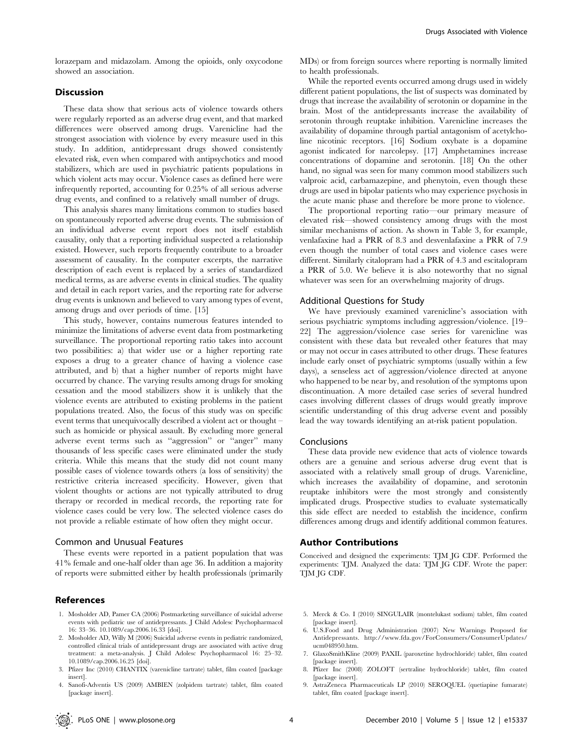lorazepam and midazolam. Among the opioids, only oxycodone showed an association.

## Discussion

These data show that serious acts of violence towards others were regularly reported as an adverse drug event, and that marked differences were observed among drugs. Varenicline had the strongest association with violence by every measure used in this study. In addition, antidepressant drugs showed consistently elevated risk, even when compared with antipsychotics and mood stabilizers, which are used in psychiatric patients populations in which violent acts may occur. Violence cases as defined here were infrequently reported, accounting for 0.25% of all serious adverse drug events, and confined to a relatively small number of drugs.

This analysis shares many limitations common to studies based on spontaneously reported adverse drug events. The submission of an individual adverse event report does not itself establish causality, only that a reporting individual suspected a relationship existed. However, such reports frequently contribute to a broader assessment of causality. In the computer excerpts, the narrative description of each event is replaced by a series of standardized medical terms, as are adverse events in clinical studies. The quality and detail in each report varies, and the reporting rate for adverse drug events is unknown and believed to vary among types of event, among drugs and over periods of time. [15]

This study, however, contains numerous features intended to minimize the limitations of adverse event data from postmarketing surveillance. The proportional reporting ratio takes into account two possibilities: a) that wider use or a higher reporting rate exposes a drug to a greater chance of having a violence case attributed, and b) that a higher number of reports might have occurred by chance. The varying results among drugs for smoking cessation and the mood stabilizers show it is unlikely that the violence events are attributed to existing problems in the patient populations treated. Also, the focus of this study was on specific event terms that unequivocally described a violent act or thought – such as homicide or physical assault. By excluding more general adverse event terms such as "aggression" or "anger" many thousands of less specific cases were eliminated under the study criteria. While this means that the study did not count many possible cases of violence towards others (a loss of sensitivity) the restrictive criteria increased specificity. However, given that violent thoughts or actions are not typically attributed to drug therapy or recorded in medical records, the reporting rate for violence cases could be very low. The selected violence cases do not provide a reliable estimate of how often they might occur.

### Common and Unusual Features

These events were reported in a patient population that was 41% female and one-half older than age 36. In addition a majority of reports were submitted either by health professionals (primarily MDs) or from foreign sources where reporting is normally limited to health professionals.

While the reported events occurred among drugs used in widely different patient populations, the list of suspects was dominated by drugs that increase the availability of serotonin or dopamine in the brain. Most of the antidepressants increase the availability of serotonin through reuptake inhibition. Varenicline increases the availability of dopamine through partial antagonism of acetylcholine nicotinic receptors. [16] Sodium oxybate is a dopamine agonist indicated for narcolepsy. [17] Amphetamines increase concentrations of dopamine and serotonin. [18] On the other hand, no signal was seen for many common mood stabilizers such valproic acid, carbamazepine, and phenytoin, even though these drugs are used in bipolar patients who may experience psychosis in the acute manic phase and therefore be more prone to violence.

The proportional reporting ratio—our primary measure of elevated risk—showed consistency among drugs with the most similar mechanisms of action. As shown in Table 3, for example, venlafaxine had a PRR of 8.3 and desvenlafaxine a PRR of 7.9 even though the number of total cases and violence cases were different. Similarly citalopram had a PRR of 4.3 and escitalopram a PRR of 5.0. We believe it is also noteworthy that no signal whatever was seen for an overwhelming majority of drugs.

### Additional Questions for Study

We have previously examined varenicline's association with serious psychiatric symptoms including aggression/violence. [19–22] The aggression/violence case series for varenicline was consistent with these data but revealed other features that may or may not occur in cases attributed to other drugs. These features include early onset of psychiatric symptoms (usually within a few days), a senseless act of aggression/violence directed at anyone who happened to be near by, and resolution of the symptoms upon discontinuation. A more detailed case series of several hundred cases involving different classes of drugs would greatly improve scientific understanding of this drug adverse event and possibly lead the way towards identifying an at-risk patient population.

### Conclusions

These data provide new evidence that acts of violence towards others are a genuine and serious adverse drug event that is associated with a relatively small group of drugs. Varenicline, which increases the availability of dopamine, and serotonin reuptake inhibitors were the most strongly and consistently implicated drugs. Prospective studies to evaluate systematically this side effect are needed to establish the incidence, confirm differences among drugs and identify additional common features.

## Author Contributions

Conceived and designed the experiments: TJM JG CDF. Performed the experiments: TJM. Analyzed the data: TJM JG CDF. Wrote the paper: TJM JG CDF.

## References

1. Mosholder AD, Pamer CA (2006) Postmarketing surveillance of suicidal adverse events with pediatric use of antidepressants. J Child Adolesc Psychopharmacol 16: 33–36. 10.1089/cap.2006.16.33 [doi].
2. Mosholder AD, Willy M (2006) Suicidal adverse events in pediatric randomized, controlled clinical trials of antidepressant drugs are associated with active drug treatment: a meta-analysis. J Child Adolesc Psychopharmacol 16: 25–32. 10.1089/cap.2006.16.25 [doi].
3. Pfizer Inc (2010) CHANTIX (varenicline tartrate) tablet, film coated [package insert].
4. Sanofi-Adventis US (2009) AMBIEN (zolpidem tartrate) tablet, film coated [package insert].
5. Merck & Co. I (2010) SINGULAIR (montelukast sodium) tablet, film coated [package insert].
6. U.S.Food and Drug Administration (2007) New Warnings Proposed for Antidepressants. http://www.fda.gov/ForConsumers/ConsumerUpdates/ucm048950.htm.
7. GlaxoSmithKline (2009) PAXIL (paroxetine hydrochloride) tablet, film coated [package insert].
8. Pfizer Inc (2008) ZOLOFT (sertraline hydrochloride) tablet, film coated [package insert].
9. AstraZeneca Pharmaceuticals LP (2010) SEROQUEL (quetiapine fumarate) tablet, film coated [package insert].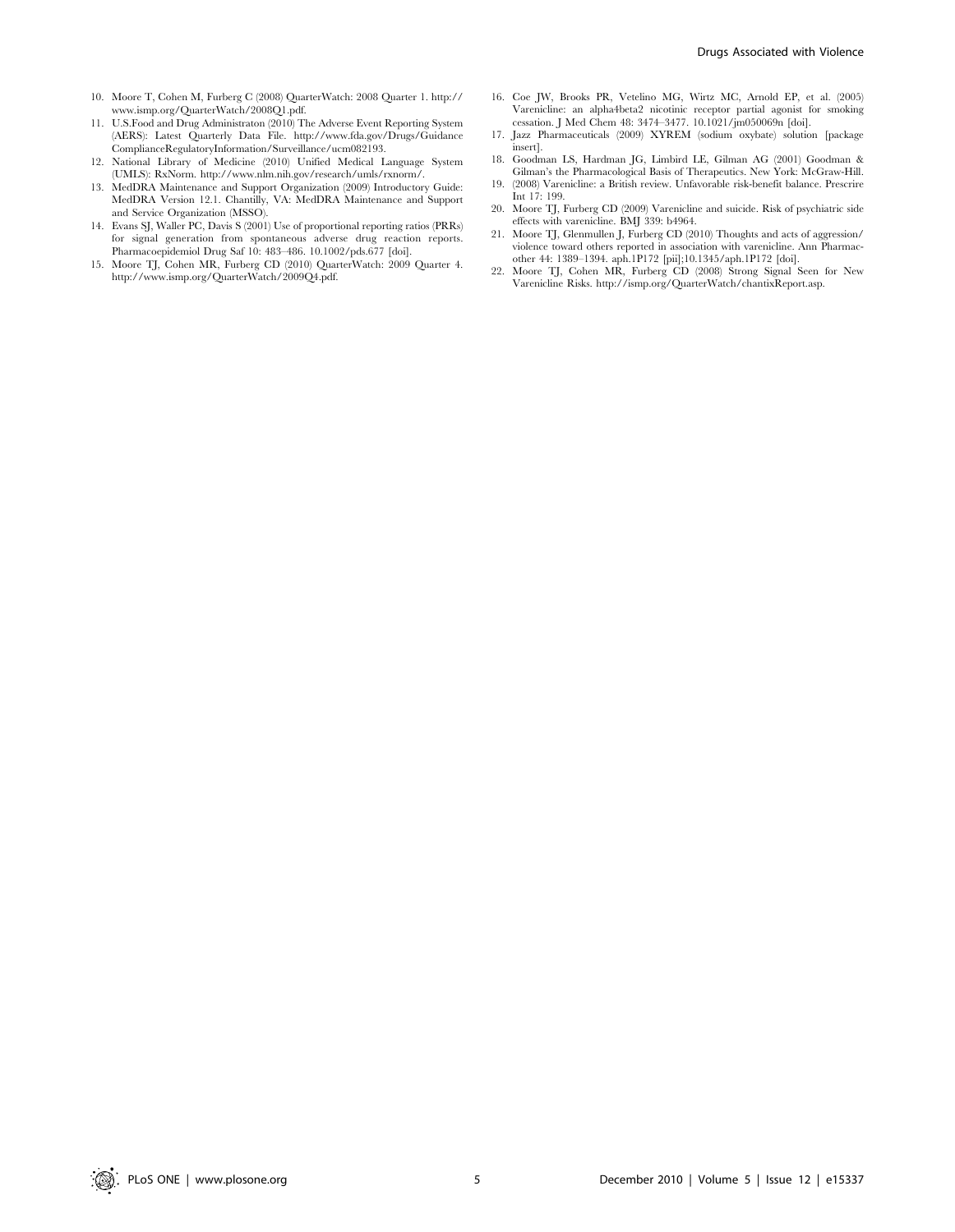10. Moore T, Cohen M, Furberg C (2008) QuarterWatch: 2008 Quarter 1. http://www.ismp.org/QuarterWatch/2008Q1.pdf.
11. U.S.Food and Drug Administraton (2010) The Adverse Event Reporting System (AERS): Latest Quarterly Data File. http://www.fda.gov/Drugs/GuidanceComplianceRegulatoryInformation/Surveillance/ucm082193.
12. National Library of Medicine (2010) Unified Medical Language System (UMLS): RxNorm. http://www.nlm.nih.gov/research/umls/rxnorm/.
13. MedDRA Maintenance and Support Organization (2009) Introductory Guide: MedDRA Version 12.1. Chantilly, VA: MedDRA Maintenance and Support and Service Organization (MSSO).
14. Evans SJ, Waller PC, Davis S (2001) Use of proportional reporting ratios (PRRs) for signal generation from spontaneous adverse drug reaction reports. Pharmacoepidemiol Drug Saf 10: 483–486. 10.1002/pds.677 [doi].
15. Moore TJ, Cohen MR, Furberg CD (2010) QuarterWatch: 2009 Quarter 4. http://www.ismp.org/QuarterWatch/2009Q4.pdf.
16. Coe JW, Brooks PR, Vetelino MG, Wirtz MC, Arnold EP, et al. (2005) Varenicline: an alpha4beta2 nicotinic receptor partial agonist for smoking cessation. J Med Chem 48: 3474–3477. 10.1021/jm050069n [doi].
17. Jazz Pharmaceuticals (2009) XYREM (sodium oxybate) solution [package insert].
18. Goodman LS, Hardman JG, Limbird LE, Gilman AG (2001) Goodman & Gilman's the Pharmacological Basis of Therapeutics. New York: McGraw-Hill.
19. (2008) Varenicline: a British review. Unfavorable risk-benefit balance. Prescrire Int 17: 199.
20. Moore TJ, Furberg CD (2009) Varenicline and suicide. Risk of psychiatric side effects with varenicline. BMJ 339: b4964.
21. Moore TJ, Glenmullen J, Furberg CD (2010) Thoughts and acts of aggression/violence toward others reported in association with varenicline. Ann Pharmacother 44: 1389–1394. aph.1P172 [pii];10.1345/aph.1P172 [doi].
22. Moore TJ, Cohen MR, Furberg CD (2008) Strong Signal Seen for New Varenicline Risks. http://ismp.org/QuarterWatch/chantixReport.asp.